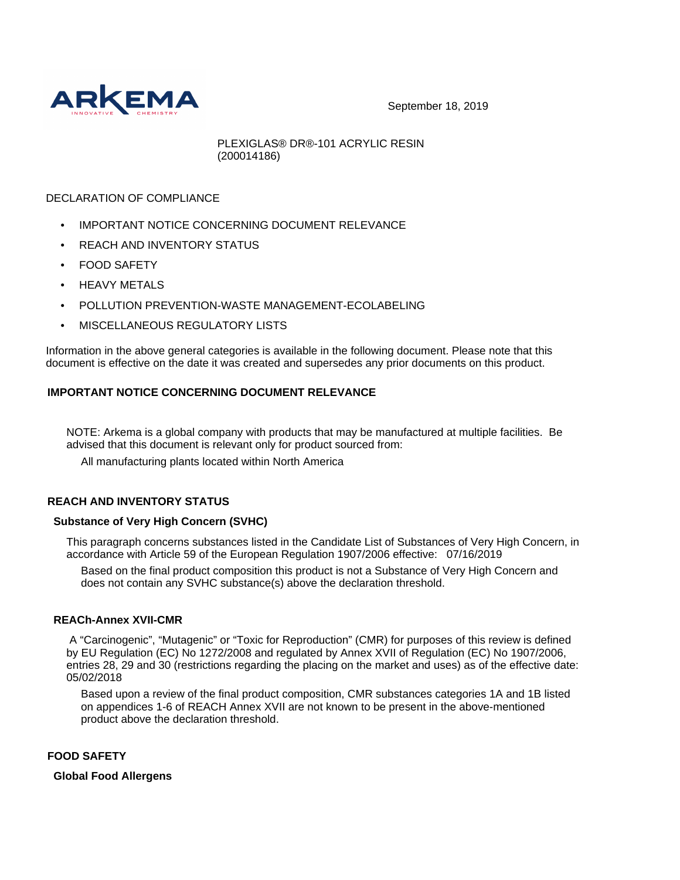ARKEMA

INNOVATIVE CHEMISTRY

September 18, 2019

PLEXIGLAS® DR®-101 ACRYLIC RESIN
(200014186)

DECLARATION OF COMPLIANCE

- IMPORTANT NOTICE CONCERNING DOCUMENT RELEVANCE
- REACH AND INVENTORY STATUS
- FOOD SAFETY
- HEAVY METALS
- POLLUTION PREVENTION-WASTE MANAGEMENT-ECOLABELING
- MISCELLANEOUS REGULATORY LISTS

Information in the above general categories is available in the following document. Please note that this document is effective on the date it was created and supersedes any prior documents on this product.

## IMPORTANT NOTICE CONCERNING DOCUMENT RELEVANCE

NOTE: Arkema is a global company with products that may be manufactured at multiple facilities. Be advised that this document is relevant only for product sourced from:

All manufacturing plants located within North America

## REACH AND INVENTORY STATUS

### Substance of Very High Concern (SVHC)

This paragraph concerns substances listed in the Candidate List of Substances of Very High Concern, in accordance with Article 59 of the European Regulation 1907/2006 effective: 07/16/2019

Based on the final product composition this product is not a Substance of Very High Concern and does not contain any SVHC substance(s) above the declaration threshold.

### REACh-Annex XVII-CMR

A "Carcinogenic", "Mutagenic" or "Toxic for Reproduction" (CMR) for purposes of this review is defined by EU Regulation (EC) No 1272/2008 and regulated by Annex XVII of Regulation (EC) No 1907/2006, entries 28, 29 and 30 (restrictions regarding the placing on the market and uses) as of the effective date: 05/02/2018

Based upon a review of the final product composition, CMR substances categories 1A and 1B listed on appendices 1-6 of REACH Annex XVII are not known to be present in the above-mentioned product above the declaration threshold.

## FOOD SAFETY

### Global Food Allergens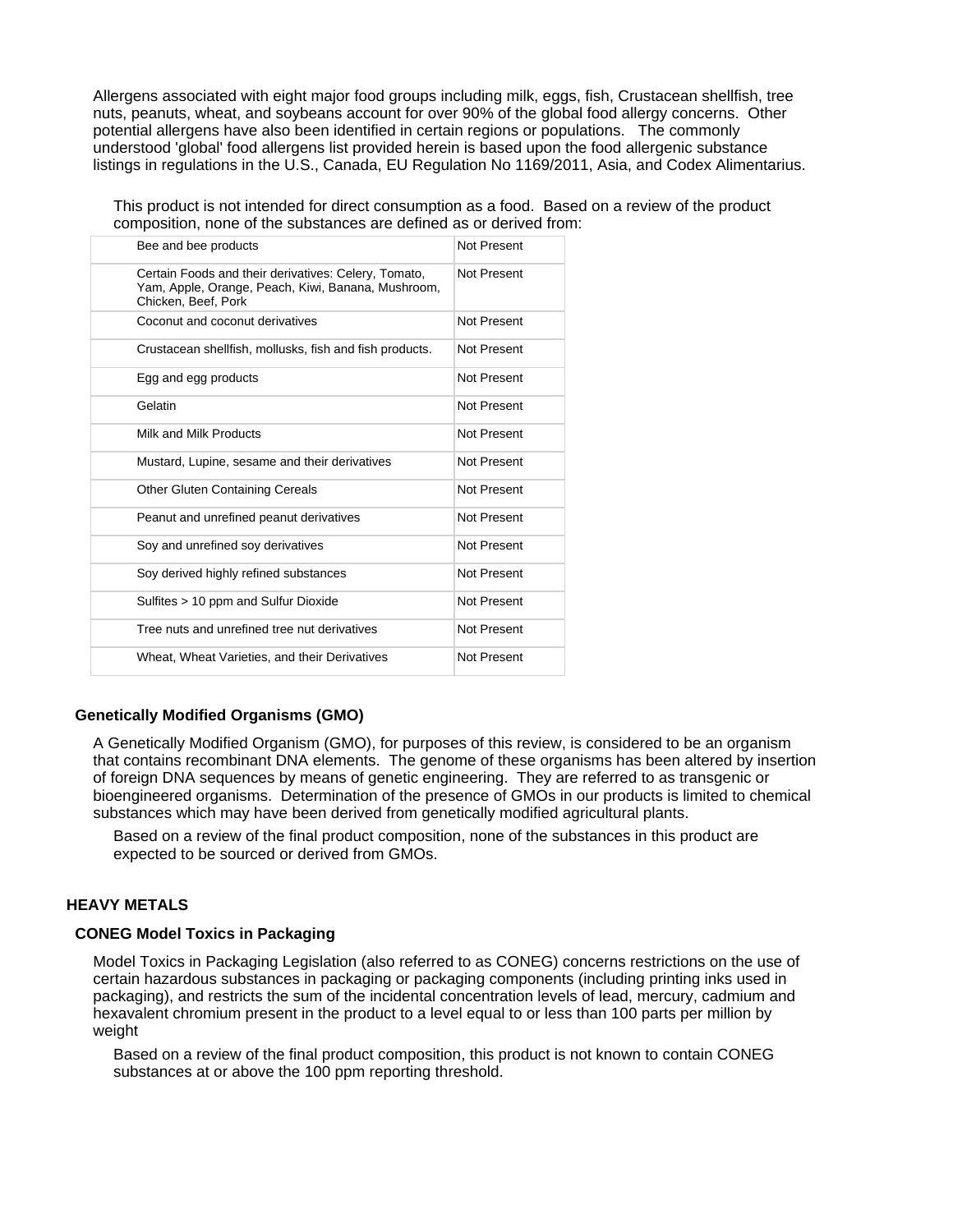Allergens associated with eight major food groups including milk, eggs, fish, Crustacean shellfish, tree nuts, peanuts, wheat, and soybeans account for over 90% of the global food allergy concerns. Other potential allergens have also been identified in certain regions or populations. The commonly understood 'global' food allergens list provided herein is based upon the food allergenic substance listings in regulations in the U.S., Canada, EU Regulation No 1169/2011, Asia, and Codex Alimentarius.

This product is not intended for direct consumption as a food. Based on a review of the product composition, none of the substances are defined as or derived from:

| | |
|---|---|
| Bee and bee products | Not Present |
| Certain Foods and their derivatives: Celery, Tomato, Yam, Apple, Orange, Peach, Kiwi, Banana, Mushroom, Chicken, Beef, Pork | Not Present |
| Coconut and coconut derivatives | Not Present |
| Crustacean shellfish, mollusks, fish and fish products. | Not Present |
| Egg and egg products | Not Present |
| Gelatin | Not Present |
| Milk and Milk Products | Not Present |
| Mustard, Lupine, sesame and their derivatives | Not Present |
| Other Gluten Containing Cereals | Not Present |
| Peanut and unrefined peanut derivatives | Not Present |
| Soy and unrefined soy derivatives | Not Present |
| Soy derived highly refined substances | Not Present |
| Sulfites > 10 ppm and Sulfur Dioxide | Not Present |
| Tree nuts and unrefined tree nut derivatives | Not Present |
| Wheat, Wheat Varieties, and their Derivatives | Not Present |

### Genetically Modified Organisms (GMO)

A Genetically Modified Organism (GMO), for purposes of this review, is considered to be an organism that contains recombinant DNA elements. The genome of these organisms has been altered by insertion of foreign DNA sequences by means of genetic engineering. They are referred to as transgenic or bioengineered organisms. Determination of the presence of GMOs in our products is limited to chemical substances which may have been derived from genetically modified agricultural plants.

Based on a review of the final product composition, none of the substances in this product are expected to be sourced or derived from GMOs.

## HEAVY METALS

### CONEG Model Toxics in Packaging

Model Toxics in Packaging Legislation (also referred to as CONEG) concerns restrictions on the use of certain hazardous substances in packaging or packaging components (including printing inks used in packaging), and restricts the sum of the incidental concentration levels of lead, mercury, cadmium and hexavalent chromium present in the product to a level equal to or less than 100 parts per million by weight

Based on a review of the final product composition, this product is not known to contain CONEG substances at or above the 100 ppm reporting threshold.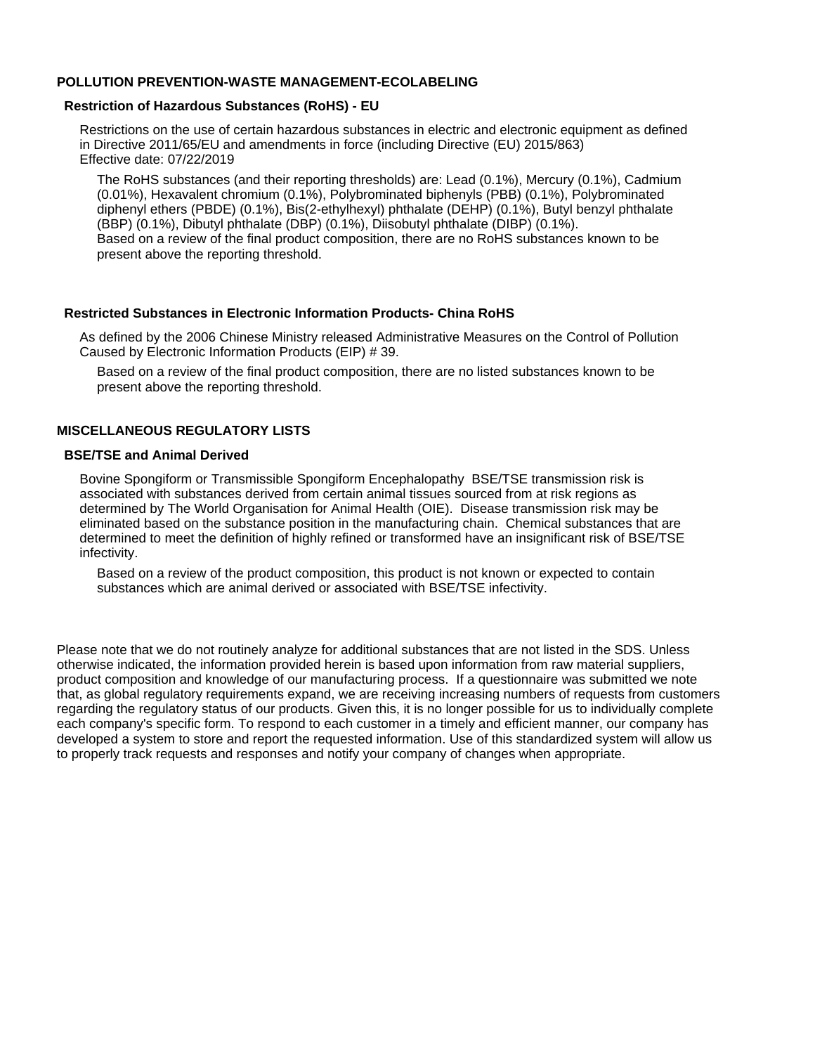## POLLUTION PREVENTION-WASTE MANAGEMENT-ECOLABELING

### Restriction of Hazardous Substances (RoHS) - EU

Restrictions on the use of certain hazardous substances in electric and electronic equipment as defined in Directive 2011/65/EU and amendments in force (including Directive (EU) 2015/863)
Effective date: 07/22/2019

The RoHS substances (and their reporting thresholds) are: Lead (0.1%), Mercury (0.1%), Cadmium (0.01%), Hexavalent chromium (0.1%), Polybrominated biphenyls (PBB) (0.1%), Polybrominated diphenyl ethers (PBDE) (0.1%), Bis(2-ethylhexyl) phthalate (DEHP) (0.1%), Butyl benzyl phthalate (BBP) (0.1%), Dibutyl phthalate (DBP) (0.1%), Diisobutyl phthalate (DIBP) (0.1%).
Based on a review of the final product composition, there are no RoHS substances known to be present above the reporting threshold.

### Restricted Substances in Electronic Information Products- China RoHS

As defined by the 2006 Chinese Ministry released Administrative Measures on the Control of Pollution Caused by Electronic Information Products (EIP) # 39.

Based on a review of the final product composition, there are no listed substances known to be present above the reporting threshold.

## MISCELLANEOUS REGULATORY LISTS

### BSE/TSE and Animal Derived

Bovine Spongiform or Transmissible Spongiform Encephalopathy BSE/TSE transmission risk is associated with substances derived from certain animal tissues sourced from at risk regions as determined by The World Organisation for Animal Health (OIE). Disease transmission risk may be eliminated based on the substance position in the manufacturing chain. Chemical substances that are determined to meet the definition of highly refined or transformed have an insignificant risk of BSE/TSE infectivity.

Based on a review of the product composition, this product is not known or expected to contain substances which are animal derived or associated with BSE/TSE infectivity.

Please note that we do not routinely analyze for additional substances that are not listed in the SDS. Unless otherwise indicated, the information provided herein is based upon information from raw material suppliers, product composition and knowledge of our manufacturing process. If a questionnaire was submitted we note that, as global regulatory requirements expand, we are receiving increasing numbers of requests from customers regarding the regulatory status of our products. Given this, it is no longer possible for us to individually complete each company's specific form. To respond to each customer in a timely and efficient manner, our company has developed a system to store and report the requested information. Use of this standardized system will allow us to properly track requests and responses and notify your company of changes when appropriate.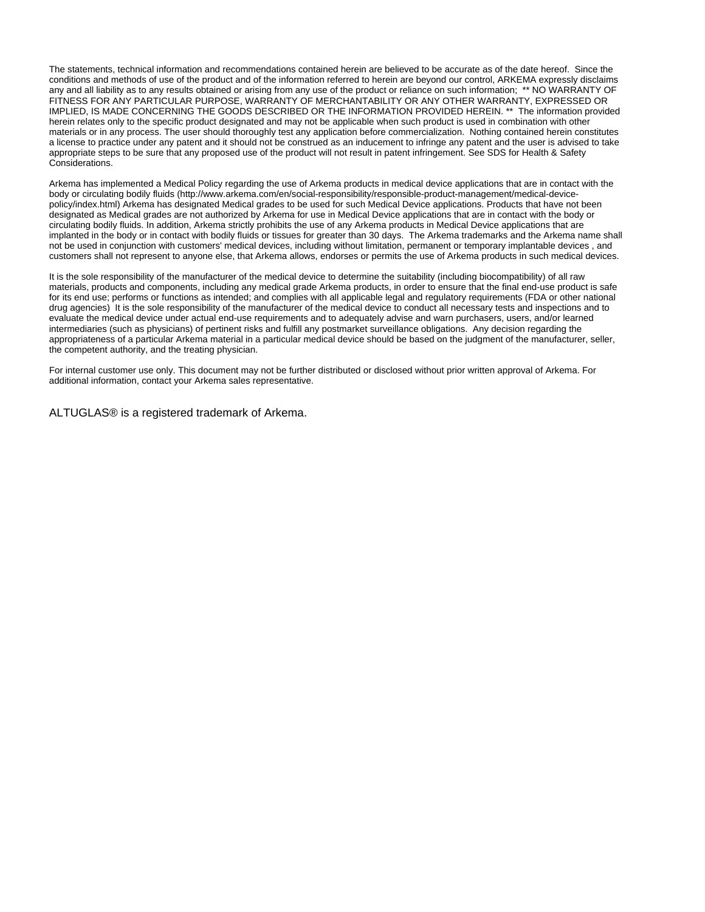The statements, technical information and recommendations contained herein are believed to be accurate as of the date hereof. Since the conditions and methods of use of the product and of the information referred to herein are beyond our control, ARKEMA expressly disclaims any and all liability as to any results obtained or arising from any use of the product or reliance on such information; ** NO WARRANTY OF FITNESS FOR ANY PARTICULAR PURPOSE, WARRANTY OF MERCHANTABILITY OR ANY OTHER WARRANTY, EXPRESSED OR IMPLIED, IS MADE CONCERNING THE GOODS DESCRIBED OR THE INFORMATION PROVIDED HEREIN. ** The information provided herein relates only to the specific product designated and may not be applicable when such product is used in combination with other materials or in any process. The user should thoroughly test any application before commercialization. Nothing contained herein constitutes a license to practice under any patent and it should not be construed as an inducement to infringe any patent and the user is advised to take appropriate steps to be sure that any proposed use of the product will not result in patent infringement. See SDS for Health & Safety Considerations.

Arkema has implemented a Medical Policy regarding the use of Arkema products in medical device applications that are in contact with the body or circulating bodily fluids (http://www.arkema.com/en/social-responsibility/responsible-product-management/medical-device-policy/index.html) Arkema has designated Medical grades to be used for such Medical Device applications. Products that have not been designated as Medical grades are not authorized by Arkema for use in Medical Device applications that are in contact with the body or circulating bodily fluids. In addition, Arkema strictly prohibits the use of any Arkema products in Medical Device applications that are implanted in the body or in contact with bodily fluids or tissues for greater than 30 days. The Arkema trademarks and the Arkema name shall not be used in conjunction with customers' medical devices, including without limitation, permanent or temporary implantable devices , and customers shall not represent to anyone else, that Arkema allows, endorses or permits the use of Arkema products in such medical devices.

It is the sole responsibility of the manufacturer of the medical device to determine the suitability (including biocompatibility) of all raw materials, products and components, including any medical grade Arkema products, in order to ensure that the final end-use product is safe for its end use; performs or functions as intended; and complies with all applicable legal and regulatory requirements (FDA or other national drug agencies) It is the sole responsibility of the manufacturer of the medical device to conduct all necessary tests and inspections and to evaluate the medical device under actual end-use requirements and to adequately advise and warn purchasers, users, and/or learned intermediaries (such as physicians) of pertinent risks and fulfill any postmarket surveillance obligations. Any decision regarding the appropriateness of a particular Arkema material in a particular medical device should be based on the judgment of the manufacturer, seller, the competent authority, and the treating physician.

For internal customer use only. This document may not be further distributed or disclosed without prior written approval of Arkema. For additional information, contact your Arkema sales representative.

ALTUGLAS® is a registered trademark of Arkema.